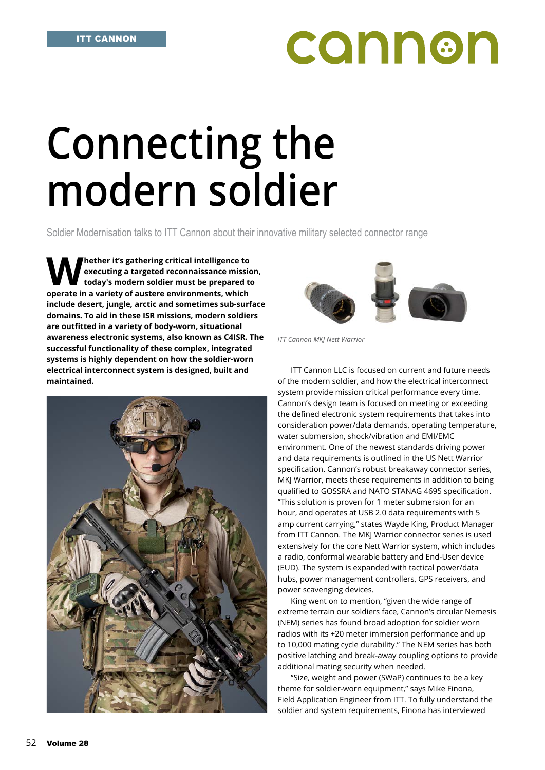# Connecting the modern soldier

Soldier Modernisation talks to ITT Cannon about their innovative military selected connector range

**Whether it's gathering critical intelligence to executing a targeted reconnaissance mission, today's modern soldier must be prepared to operate in a variety of austere environments, which include desert, jungle, arctic and sometimes sub-surface domains. To aid in these ISR missions, modern soldiers are outfitted in a variety of body-worn, situational awareness electronic systems, also known as C4ISR. The successful functionality of these complex, integrated systems is highly dependent on how the soldier-worn electrical interconnect system is designed, built and maintained.**

*ITT Cannon MKJ Nett Warrior*

ITT Cannon LLC is focused on current and future needs of the modern soldier, and how the electrical interconnect system provide mission critical performance every time. Cannon's design team is focused on meeting or exceeding the defined electronic system requirements that takes into consideration power/data demands, operating temperature, water submersion, shock/vibration and EMI/EMC environment. One of the newest standards driving power and data requirements is outlined in the US Nett Warrior specification. Cannon's robust breakaway connector series, MKJ Warrior, meets these requirements in addition to being qualified to GOSSRA and NATO STANAG 4695 specification. "This solution is proven for 1 meter submersion for an hour, and operates at USB 2.0 data requirements with 5 amp current carrying," states Wayde King, Product Manager from ITT Cannon. The MKJ Warrior connector series is used extensively for the core Nett Warrior system, which includes a radio, conformal wearable battery and End-User device (EUD). The system is expanded with tactical power/data hubs, power management controllers, GPS receivers, and power scavenging devices.

King went on to mention, "given the wide range of extreme terrain our soldiers face, Cannon's circular Nemesis (NEM) series has found broad adoption for soldier worn radios with its +20 meter immersion performance and up to 10,000 mating cycle durability." The NEM series has both positive latching and break-away coupling options to provide additional mating security when needed.

"Size, weight and power (SWaP) continues to be a key theme for soldier-worn equipment," says Mike Finona, Field Application Engineer from ITT. To fully understand the soldier and system requirements, Finona has interviewed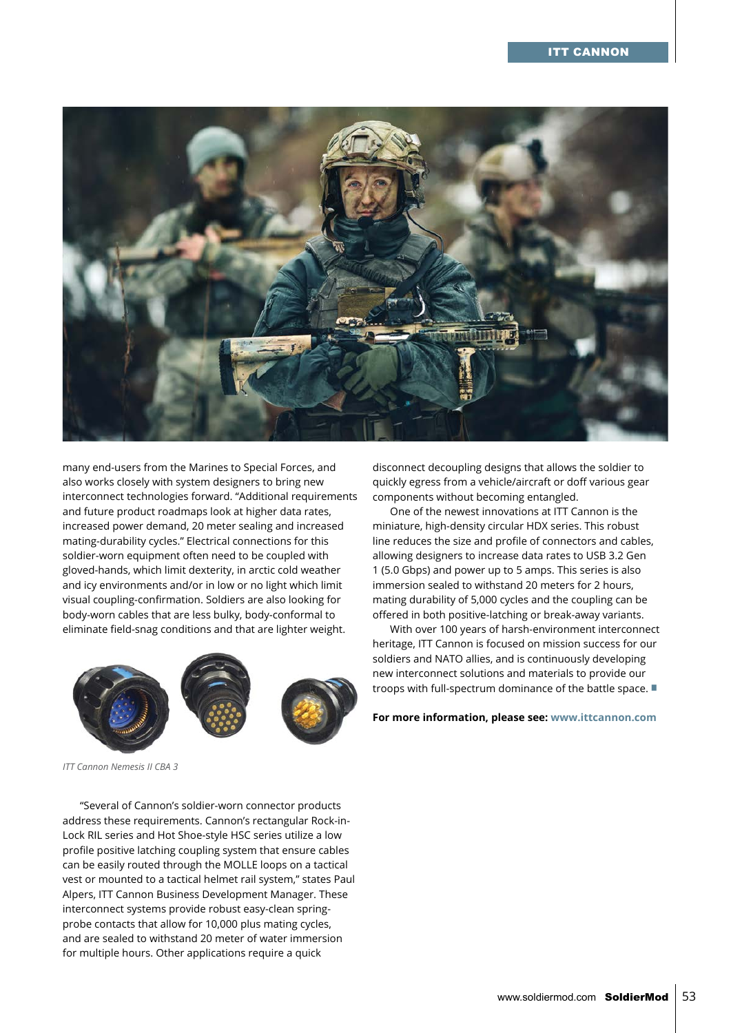many end-users from the Marines to Special Forces, and also works closely with system designers to bring new interconnect technologies forward. "Additional requirements and future product roadmaps look at higher data rates, increased power demand, 20 meter sealing and increased mating-durability cycles." Electrical connections for this soldier-worn equipment often need to be coupled with gloved-hands, which limit dexterity, in arctic cold weather and icy environments and/or in low or no light which limit visual coupling-confirmation. Soldiers are also looking for body-worn cables that are less bulky, body-conformal to eliminate field-snag conditions and that are lighter weight.

*ITT Cannon Nemesis II CBA 3*

"Several of Cannon's soldier-worn connector products address these requirements. Cannon's rectangular Rock-in-Lock RIL series and Hot Shoe-style HSC series utilize a low profile positive latching coupling system that ensure cables can be easily routed through the MOLLE loops on a tactical vest or mounted to a tactical helmet rail system," states Paul Alpers, ITT Cannon Business Development Manager. These interconnect systems provide robust easy-clean spring-probe contacts that allow for 10,000 plus mating cycles, and are sealed to withstand 20 meter of water immersion for multiple hours. Other applications require a quick disconnect decoupling designs that allows the soldier to quickly egress from a vehicle/aircraft or doff various gear components without becoming entangled.

One of the newest innovations at ITT Cannon is the miniature, high-density circular HDX series. This robust product line reduces the size and profile of connectors and cables, allowing designers to increase data rates to USB 3.2 Gen 1 (5.0 Gbps) and power up to 5 amps. This series is also immersion sealed to withstand 20 meters for 2 hours, mating durability of 5,000 cycles and the coupling can be offered in both positive-latching or break-away variants.

With over 100 years of harsh-environment interconnect heritage, ITT Cannon is focused on mission success for our soldiers and NATO allies, and is continuously developing new interconnect solutions and materials to provide our troops with full-spectrum dominance of the battle space. ■

**For more information, please see: www.ittcannon.com**